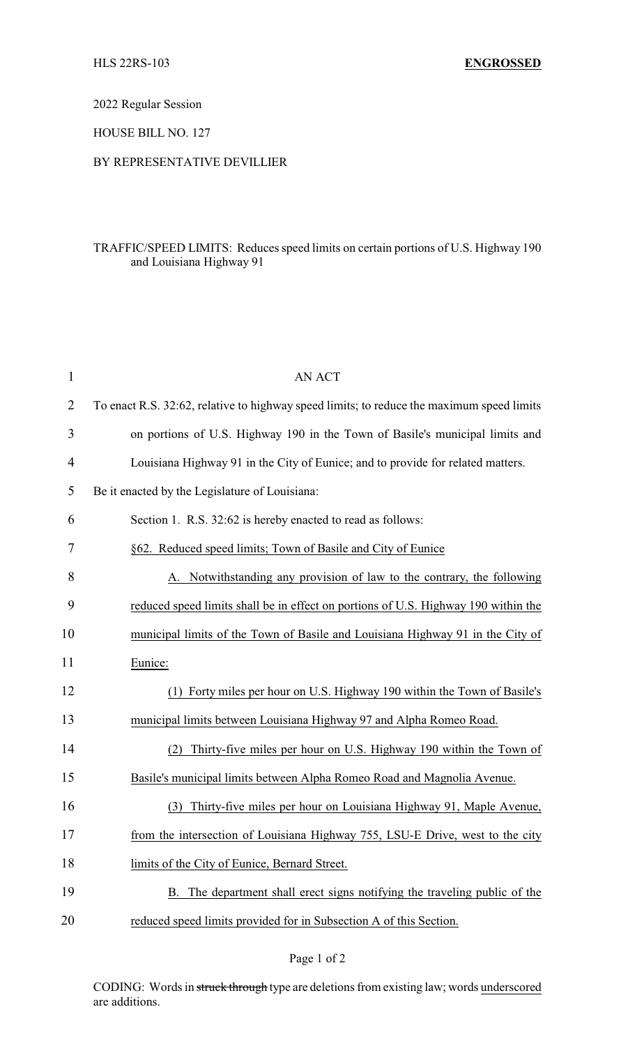HLS 22RS-103 **ENGROSSED**

2022 Regular Session

HOUSE BILL NO. 127

BY REPRESENTATIVE DEVILLIER

TRAFFIC/SPEED LIMITS: Reduces speed limits on certain portions of U.S. Highway 190 and Louisiana Highway 91

AN ACT

To enact R.S. 32:62, relative to highway speed limits; to reduce the maximum speed limits on portions of U.S. Highway 190 in the Town of Basile's municipal limits and Louisiana Highway 91 in the City of Eunice; and to provide for related matters.

Be it enacted by the Legislature of Louisiana:

Section 1. R.S. 32:62 is hereby enacted to read as follows:

§62. Reduced speed limits; Town of Basile and City of Eunice

A. Notwithstanding any provision of law to the contrary, the following reduced speed limits shall be in effect on portions of U.S. Highway 190 within the municipal limits of the Town of Basile and Louisiana Highway 91 in the City of Eunice:

(1) Forty miles per hour on U.S. Highway 190 within the Town of Basile's municipal limits between Louisiana Highway 97 and Alpha Romeo Road.

(2) Thirty-five miles per hour on U.S. Highway 190 within the Town of Basile's municipal limits between Alpha Romeo Road and Magnolia Avenue.

(3) Thirty-five miles per hour on Louisiana Highway 91, Maple Avenue, from the intersection of Louisiana Highway 755, LSU-E Drive, west to the city limits of the City of Eunice, Bernard Street.

B. The department shall erect signs notifying the traveling public of the reduced speed limits provided for in Subsection A of this Section.

CODING: Words in ~~struck through~~ type are deletions from existing law; words underscored are additions.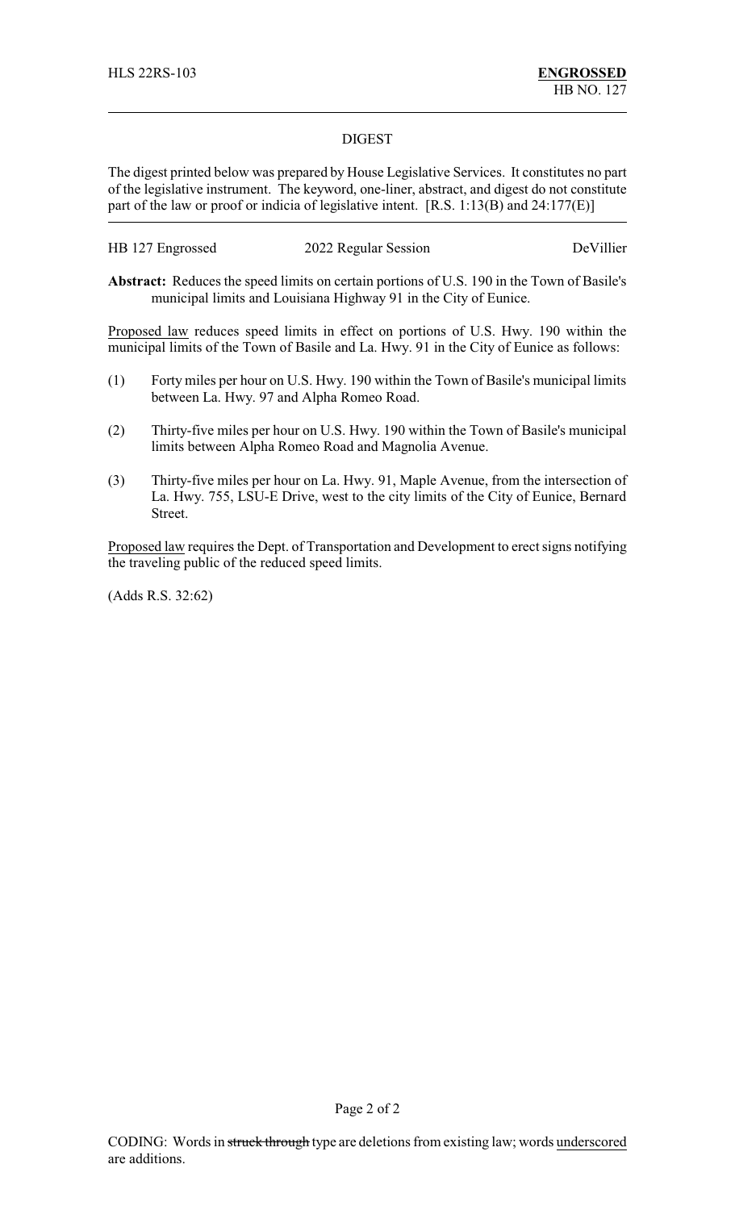## DIGEST

The digest printed below was prepared by House Legislative Services. It constitutes no part of the legislative instrument. The keyword, one-liner, abstract, and digest do not constitute part of the law or proof or indicia of legislative intent. [R.S. 1:13(B) and 24:177(E)]

HB 127 Engrossed — 2022 Regular Session — DeVillier

**Abstract:** Reduces the speed limits on certain portions of U.S. 190 in the Town of Basile's municipal limits and Louisiana Highway 91 in the City of Eunice.

Proposed law reduces speed limits in effect on portions of U.S. Hwy. 190 within the municipal limits of the Town of Basile and La. Hwy. 91 in the City of Eunice as follows:

(1) Forty miles per hour on U.S. Hwy. 190 within the Town of Basile's municipal limits between La. Hwy. 97 and Alpha Romeo Road.

(2) Thirty-five miles per hour on U.S. Hwy. 190 within the Town of Basile's municipal limits between Alpha Romeo Road and Magnolia Avenue.

(3) Thirty-five miles per hour on La. Hwy. 91, Maple Avenue, from the intersection of La. Hwy. 755, LSU-E Drive, west to the city limits of the City of Eunice, Bernard Street.

Proposed law requires the Dept. of Transportation and Development to erect signs notifying the traveling public of the reduced speed limits.

(Adds R.S. 32:62)

CODING: Words in ~~struck through~~ type are deletions from existing law; words underscored are additions.